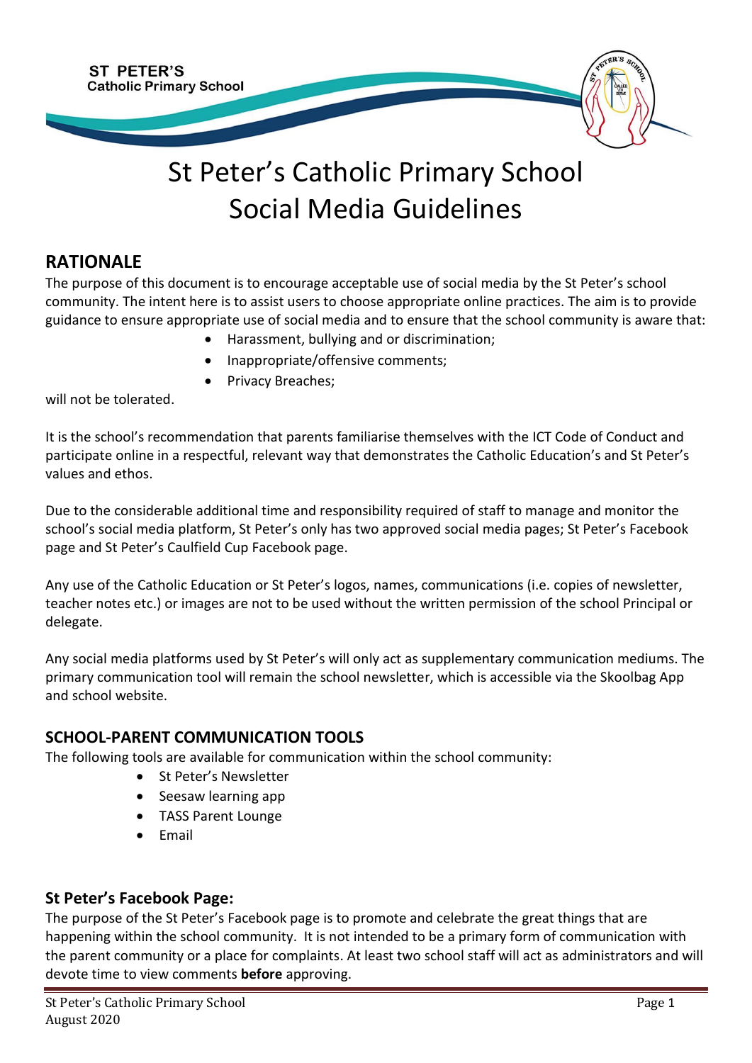# St Peter's Catholic Primary School Social Media Guidelines

## RATIONALE

The purpose of this document is to encourage acceptable use of social media by the St Peter's school community. The intent here is to assist users to choose appropriate online practices. The aim is to provide guidance to ensure appropriate use of social media and to ensure that the school community is aware that:

- Harassment, bullying and or discrimination;
- Inappropriate/offensive comments;
- Privacy Breaches;

will not be tolerated.

It is the school's recommendation that parents familiarise themselves with the ICT Code of Conduct and participate online in a respectful, relevant way that demonstrates the Catholic Education's and St Peter's values and ethos.

Due to the considerable additional time and responsibility required of staff to manage and monitor the school's social media platform, St Peter's only has two approved social media pages; St Peter's Facebook page and St Peter's Caulfield Cup Facebook page.

Any use of the Catholic Education or St Peter's logos, names, communications (i.e. copies of newsletter, teacher notes etc.) or images are not to be used without the written permission of the school Principal or delegate.

Any social media platforms used by St Peter's will only act as supplementary communication mediums. The primary communication tool will remain the school newsletter, which is accessible via the Skoolbag App and school website.

### SCHOOL-PARENT COMMUNICATION TOOLS

The following tools are available for communication within the school community:

- St Peter's Newsletter
- Seesaw learning app
- TASS Parent Lounge
- Email

### St Peter's Facebook Page:

The purpose of the St Peter's Facebook page is to promote and celebrate the great things that are happening within the school community. It is not intended to be a primary form of communication with the parent community or a place for complaints. At least two school staff will act as administrators and will devote time to view comments **before** approving.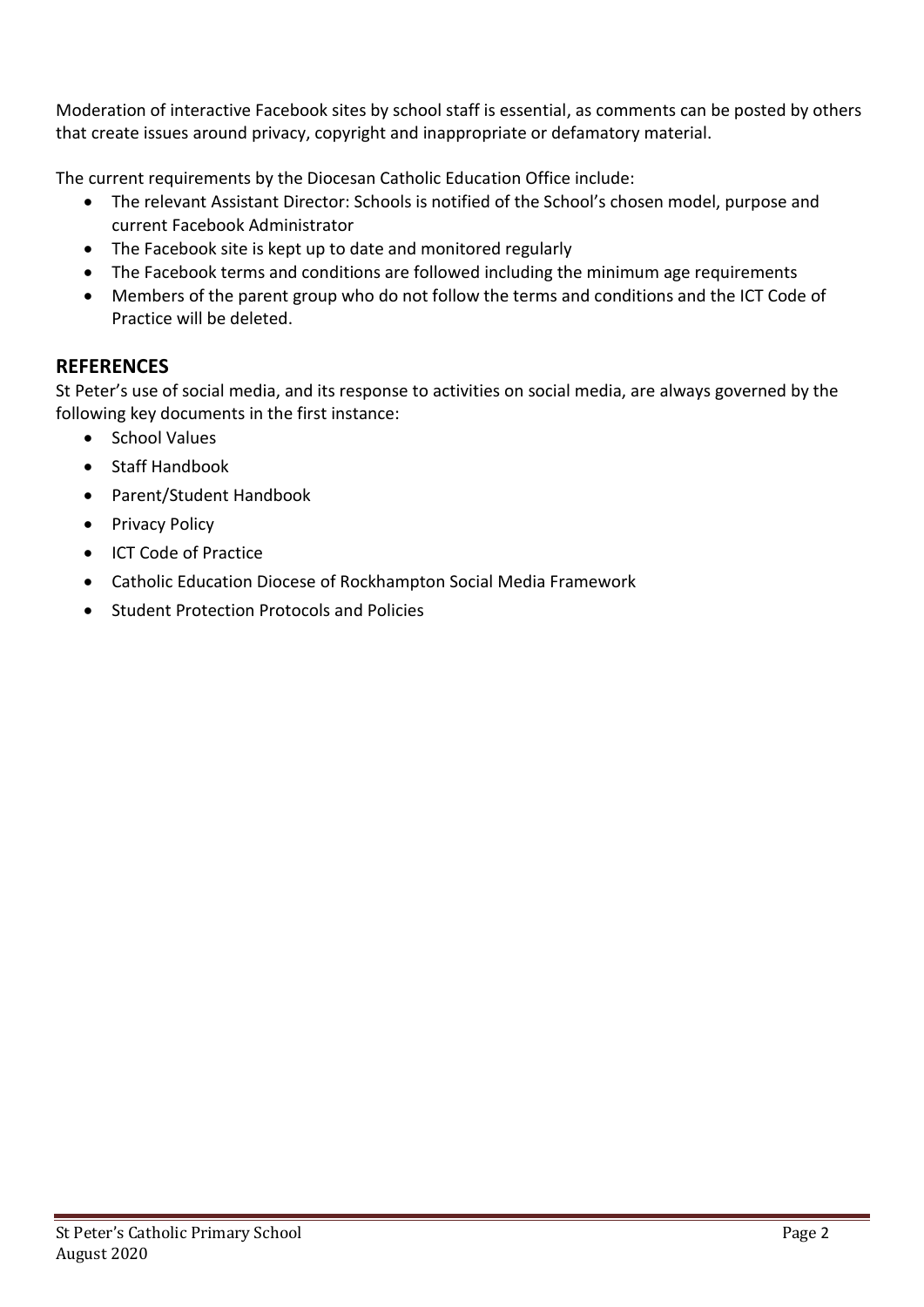Moderation of interactive Facebook sites by school staff is essential, as comments can be posted by others that create issues around privacy, copyright and inappropriate or defamatory material.

The current requirements by the Diocesan Catholic Education Office include:

- The relevant Assistant Director: Schools is notified of the School's chosen model, purpose and current Facebook Administrator
- The Facebook site is kept up to date and monitored regularly
- The Facebook terms and conditions are followed including the minimum age requirements
- Members of the parent group who do not follow the terms and conditions and the ICT Code of Practice will be deleted.

## REFERENCES

St Peter's use of social media, and its response to activities on social media, are always governed by the following key documents in the first instance:

- School Values
- Staff Handbook
- Parent/Student Handbook
- Privacy Policy
- ICT Code of Practice
- Catholic Education Diocese of Rockhampton Social Media Framework
- Student Protection Protocols and Policies